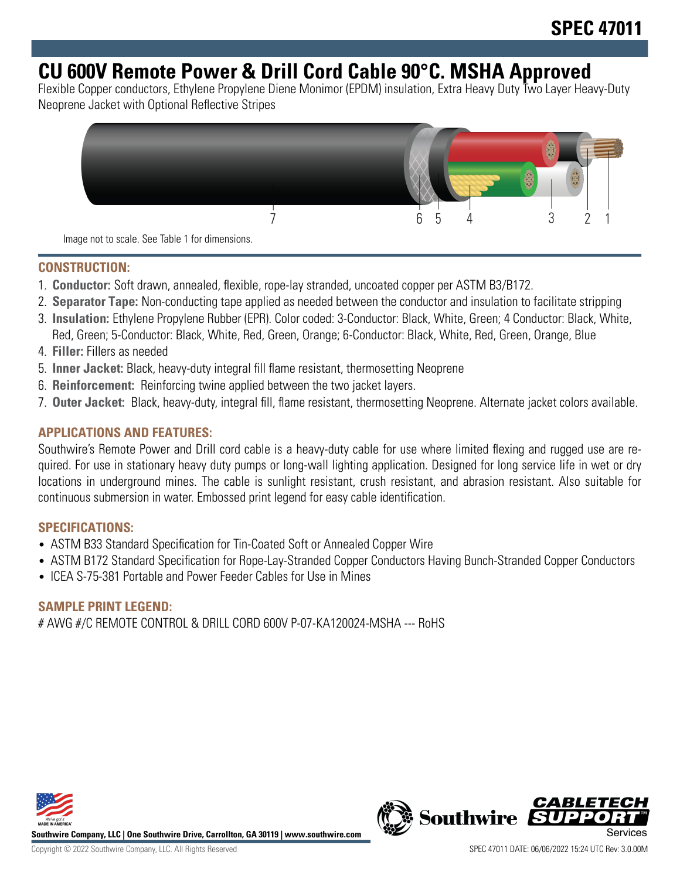# SPEC 47011

# CU 600V Remote Power & Drill Cord Cable 90°C. MSHA Approved

Flexible Copper conductors, Ethylene Propylene Diene Monimor (EPDM) insulation, Extra Heavy Duty Two Layer Heavy-Duty Neoprene Jacket with Optional Reflective Stripes

Image not to scale. See Table 1 for dimensions.

## CONSTRUCTION:

1. **Conductor:** Soft drawn, annealed, flexible, rope-lay stranded, uncoated copper per ASTM B3/B172.
2. **Separator Tape:** Non-conducting tape applied as needed between the conductor and insulation to facilitate stripping
3. **Insulation:** Ethylene Propylene Rubber (EPR). Color coded: 3-Conductor: Black, White, Green; 4 Conductor: Black, White, Red, Green; 5-Conductor: Black, White, Red, Green, Orange; 6-Conductor: Black, White, Red, Green, Orange, Blue
4. **Filler:** Fillers as needed
5. **Inner Jacket:** Black, heavy-duty integral fill flame resistant, thermosetting Neoprene
6. **Reinforcement:** Reinforcing twine applied between the two jacket layers.
7. **Outer Jacket:** Black, heavy-duty, integral fill, flame resistant, thermosetting Neoprene. Alternate jacket colors available.

## APPLICATIONS AND FEATURES:

Southwire's Remote Power and Drill cord cable is a heavy-duty cable for use where limited flexing and rugged use are required. For use in stationary heavy duty pumps or long-wall lighting application. Designed for long service life in wet or dry locations in underground mines. The cable is sunlight resistant, crush resistant, and abrasion resistant. Also suitable for continuous submersion in water. Embossed print legend for easy cable identification.

## SPECIFICATIONS:

- ASTM B33 Standard Specification for Tin-Coated Soft or Annealed Copper Wire
- ASTM B172 Standard Specification for Rope-Lay-Stranded Copper Conductors Having Bunch-Stranded Copper Conductors
- ICEA S-75-381 Portable and Power Feeder Cables for Use in Mines

## SAMPLE PRINT LEGEND:

# AWG #/C REMOTE CONTROL & DRILL CORD 600V P-07-KA120024-MSHA --- RoHS

Southwire Company, LLC | One Southwire Drive, Carrollton, GA 30119 | www.southwire.com

Copyright © 2022 Southwire Company, LLC. All Rights Reserved

SPEC 47011 DATE: 06/06/2022 15:24 UTC Rev: 3.0.00M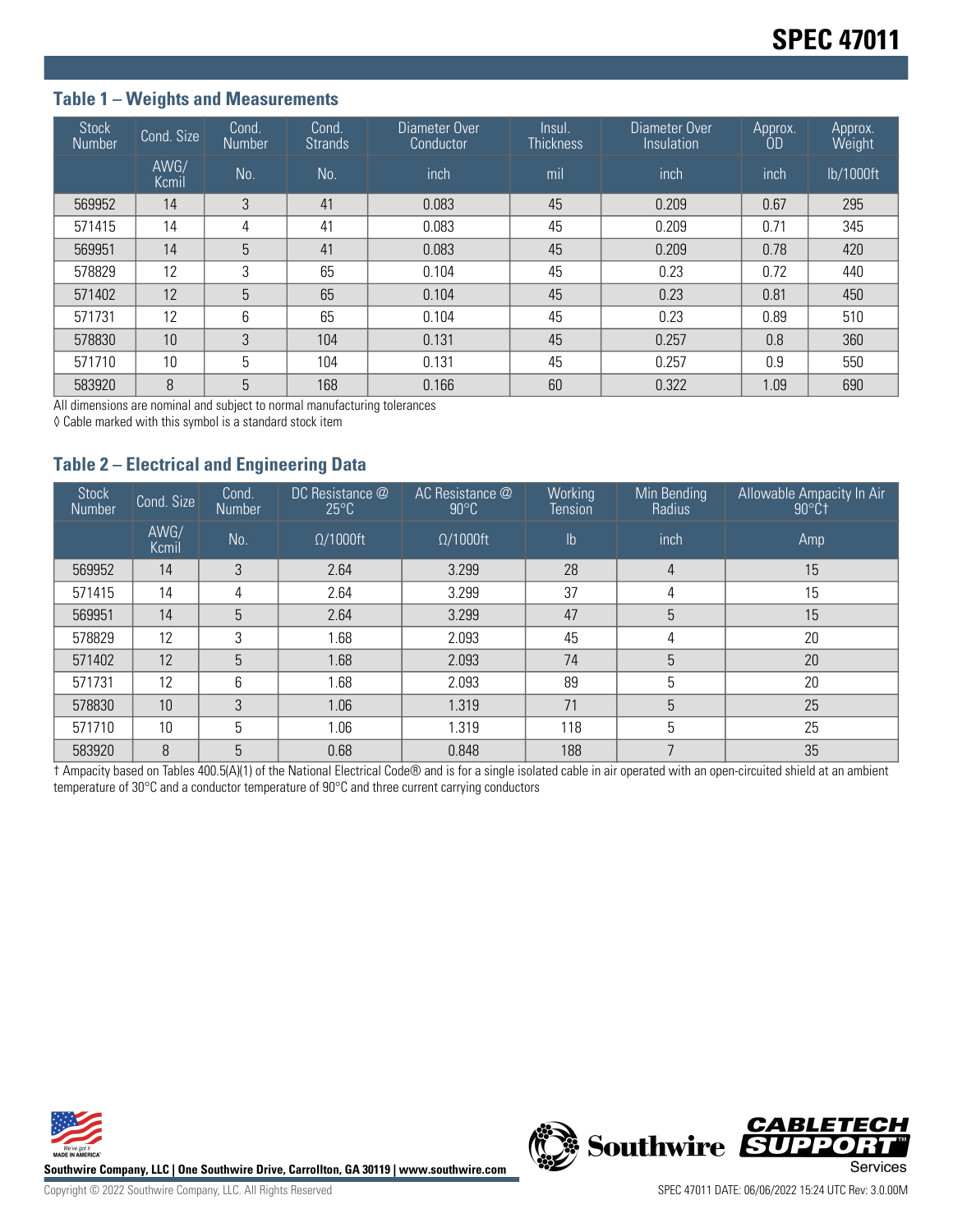## Table 1 – Weights and Measurements

| Stock Number | Cond. Size | Cond. Number | Cond. Strands | Diameter Over Conductor | Insul. Thickness | Diameter Over Insulation | Approx. OD | Approx. Weight |
|---|---|---|---|---|---|---|---|---|
| | AWG/ Kcmil | No. | No. | inch | mil | inch | inch | lb/1000ft |
| 569952 | 14 | 3 | 41 | 0.083 | 45 | 0.209 | 0.67 | 295 |
| 571415 | 14 | 4 | 41 | 0.083 | 45 | 0.209 | 0.71 | 345 |
| 569951 | 14 | 5 | 41 | 0.083 | 45 | 0.209 | 0.78 | 420 |
| 578829 | 12 | 3 | 65 | 0.104 | 45 | 0.23 | 0.72 | 440 |
| 571402 | 12 | 5 | 65 | 0.104 | 45 | 0.23 | 0.81 | 450 |
| 571731 | 12 | 6 | 65 | 0.104 | 45 | 0.23 | 0.89 | 510 |
| 578830 | 10 | 3 | 104 | 0.131 | 45 | 0.257 | 0.8 | 360 |
| 571710 | 10 | 5 | 104 | 0.131 | 45 | 0.257 | 0.9 | 550 |
| 583920 | 8 | 5 | 168 | 0.166 | 60 | 0.322 | 1.09 | 690 |

All dimensions are nominal and subject to normal manufacturing tolerances

◊ Cable marked with this symbol is a standard stock item

## Table 2 – Electrical and Engineering Data

| Stock Number | Cond. Size | Cond. Number | DC Resistance @ 25°C | AC Resistance @ 90°C | Working Tension | Min Bending Radius | Allowable Ampacity In Air 90°C† |
|---|---|---|---|---|---|---|---|
| | AWG/ Kcmil | No. | Ω/1000ft | Ω/1000ft | lb | inch | Amp |
| 569952 | 14 | 3 | 2.64 | 3.299 | 28 | 4 | 15 |
| 571415 | 14 | 4 | 2.64 | 3.299 | 37 | 4 | 15 |
| 569951 | 14 | 5 | 2.64 | 3.299 | 47 | 5 | 15 |
| 578829 | 12 | 3 | 1.68 | 2.093 | 45 | 4 | 20 |
| 571402 | 12 | 5 | 1.68 | 2.093 | 74 | 5 | 20 |
| 571731 | 12 | 6 | 1.68 | 2.093 | 89 | 5 | 20 |
| 578830 | 10 | 3 | 1.06 | 1.319 | 71 | 5 | 25 |
| 571710 | 10 | 5 | 1.06 | 1.319 | 118 | 5 | 25 |
| 583920 | 8 | 5 | 0.68 | 0.848 | 188 | 7 | 35 |

† Ampacity based on Tables 400.5(A)(1) of the National Electrical Code® and is for a single isolated cable in air operated with an open-circuited shield at an ambient temperature of 30°C and a conductor temperature of 90°C and three current carrying conductors

Southwire Company, LLC | One Southwire Drive, Carrollton, GA 30119 | www.southwire.com

Copyright © 2022 Southwire Company, LLC. All Rights Reserved

SPEC 47011 DATE: 06/06/2022 15:24 UTC Rev: 3.0.00M